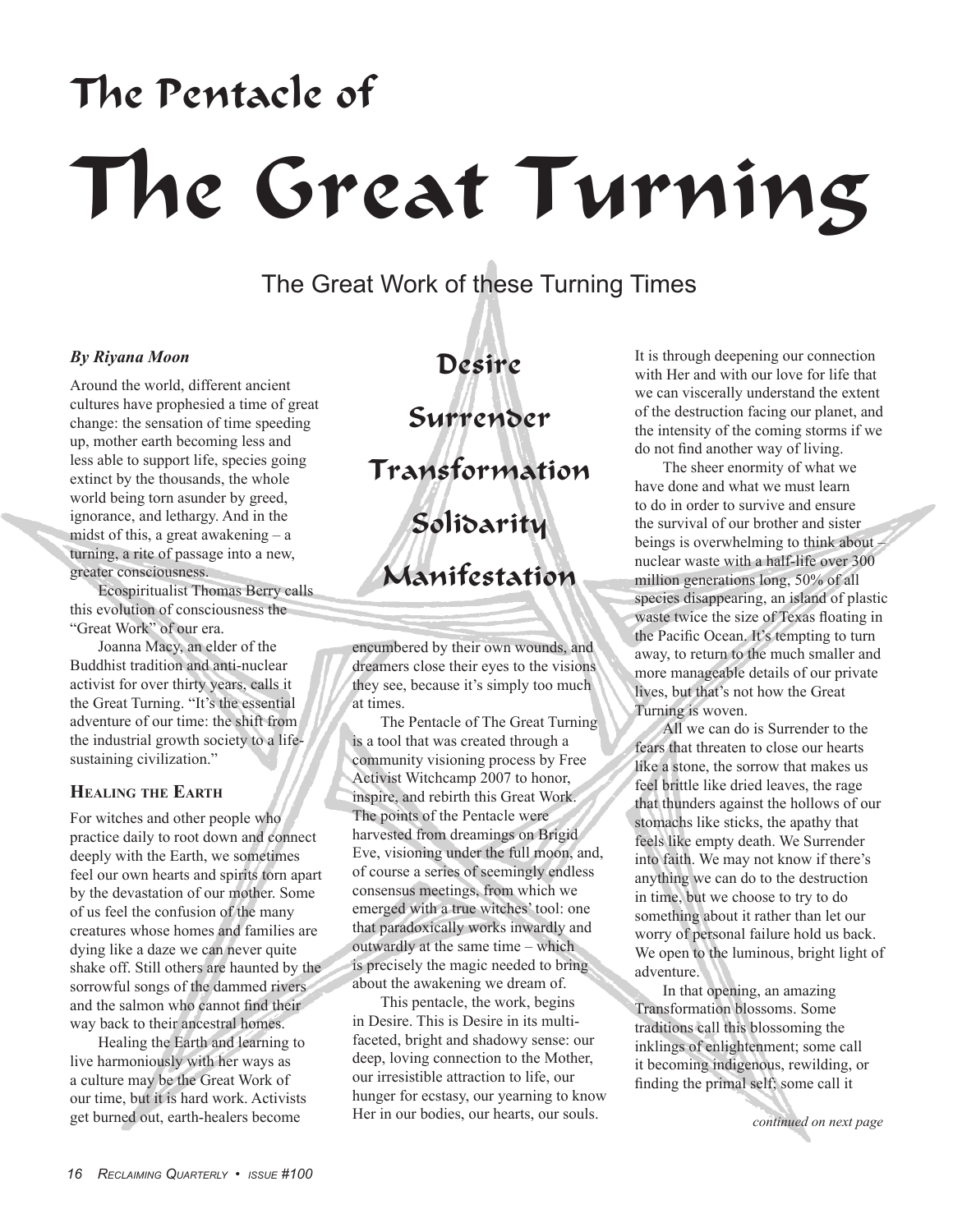# The Pentacle of

# The Great Turning

## The Great Work of these Turning Times

***By Riyana Moon***

Around the world, different ancient cultures have prophesied a time of great change: the sensation of time speeding up, mother earth becoming less and less able to support life, species going extinct by the thousands, the whole world being torn asunder by greed, ignorance, and lethargy. And in the midst of this, a great awakening – a turning, a rite of passage into a new, greater consciousness.

Ecospiritualist Thomas Berry calls this evolution of consciousness the "Great Work" of our era.

Joanna Macy, an elder of the Buddhist tradition and anti-nuclear activist for over thirty years, calls it the Great Turning. "It's the essential adventure of our time: the shift from the industrial growth society to a life-sustaining civilization."

### Healing the Earth

For witches and other people who practice daily to root down and connect deeply with the Earth, we sometimes feel our own hearts and spirits torn apart by the devastation of our mother. Some of us feel the confusion of the many creatures whose homes and families are dying like a daze we can never quite shake off. Still others are haunted by the sorrowful songs of the dammed rivers and the salmon who cannot find their way back to their ancestral homes.

Healing the Earth and learning to live harmoniously with her ways as a culture may be the Great Work of our time, but it is hard work. Activists get burned out, earth-healers become encumbered by their own wounds, and dreamers close their eyes to the visions they see, because it's simply too much at times.

**Desire**

**Surrender**

**Transformation**

**Solidarity**

**Manifestation**

The Pentacle of The Great Turning is a tool that was created through a community visioning process by Free Activist Witchcamp 2007 to honor, inspire, and rebirth this Great Work. The points of the Pentacle were harvested from dreamings on Brigid Eve, visioning under the full moon, and, of course a series of seemingly endless consensus meetings, from which we emerged with a true witches' tool: one that paradoxically works inwardly and outwardly at the same time – which is precisely the magic needed to bring about the awakening we dream of.

This pentacle, the work, begins in Desire. This is Desire in its multi-faceted, bright and shadowy sense: our deep, loving connection to the Mother, our irresistible attraction to life, our hunger for ecstasy, our yearning to know Her in our bodies, our hearts, our souls. It is through deepening our connection with Her and with our love for life that we can viscerally understand the extent of the destruction facing our planet, and the intensity of the coming storms if we do not find another way of living.

The sheer enormity of what we have done and what we must learn to do in order to survive and ensure the survival of our brother and sister beings is overwhelming to think about – nuclear waste with a half-life over 300 million generations long, 50% of all species disappearing, an island of plastic waste twice the size of Texas floating in the Pacific Ocean. It's tempting to turn away, to return to the much smaller and more manageable details of our private lives, but that's not how the Great Turning is woven.

All we can do is Surrender to the fears that threaten to close our hearts like a stone, the sorrow that makes us feel brittle like dried leaves, the rage that thunders against the hollows of our stomachs like sticks, the apathy that feels like empty death. We Surrender into faith. We may not know if there's anything we can do to the destruction in time, but we choose to try to do something about it rather than let our worry of personal failure hold us back. We open to the luminous, bright light of adventure.

In that opening, an amazing Transformation blossoms. Some traditions call this blossoming the inklings of enlightenment; some call it becoming indigenous, rewilding, or finding the primal self; some call it

*continued on next page*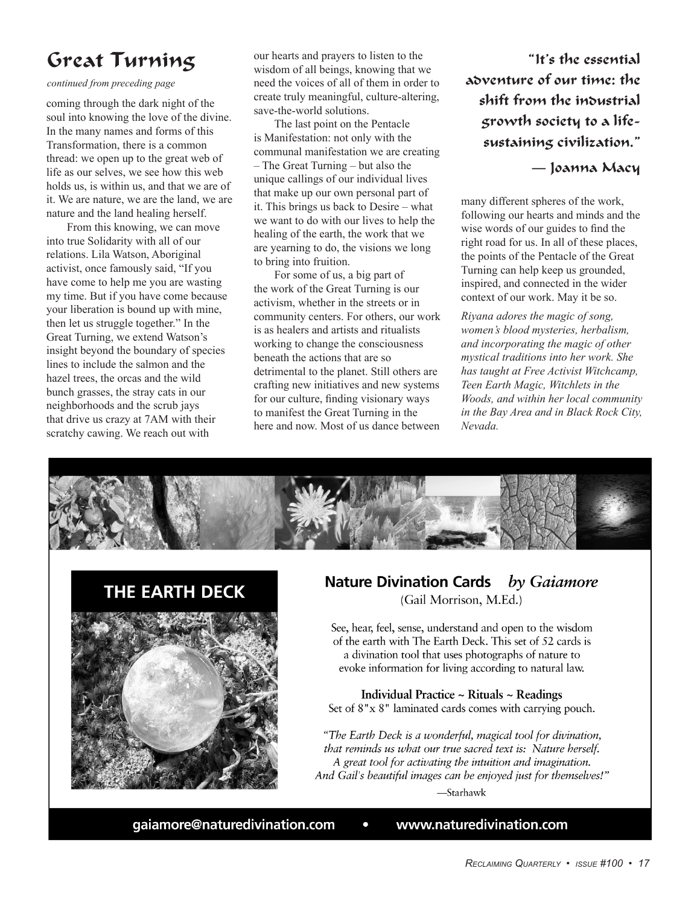# Great Turning

*continued from preceding page*

coming through the dark night of the soul into knowing the love of the divine. In the many names and forms of this Transformation, there is a common thread: we open up to the great web of life as our selves, we see how this web holds us, is within us, and that we are of it. We are nature, we are the land, we are nature and the land healing herself.

From this knowing, we can move into true Solidarity with all of our relations. Lila Watson, Aboriginal activist, once famously said, "If you have come to help me you are wasting my time. But if you have come because your liberation is bound up with mine, then let us struggle together." In the Great Turning, we extend Watson's insight beyond the boundary of species lines to include the salmon and the hazel trees, the orcas and the wild bunch grasses, the stray cats in our neighborhoods and the scrub jays that drive us crazy at 7AM with their scratchy cawing. We reach out with our hearts and prayers to listen to the wisdom of all beings, knowing that we need the voices of all of them in order to create truly meaningful, culture-altering, save-the-world solutions.

The last point on the Pentacle is Manifestation: not only with the communal manifestation we are creating – The Great Turning – but also the unique callings of our individual lives that make up our own personal part of it. This brings us back to Desire – what we want to do with our lives to help the healing of the earth, the work that we are yearning to do, the visions we long to bring into fruition.

For some of us, a big part of the work of the Great Turning is our activism, whether in the streets or in community centers. For others, our work is as healers and artists and ritualists working to change the consciousness beneath the actions that are so detrimental to the planet. Still others are crafting new initiatives and new systems for our culture, finding visionary ways to manifest the Great Turning in the here and now. Most of us dance between many different spheres of the work, following our hearts and minds and the wise words of our guides to find the right road for us. In all of these places, the points of the Pentacle of the Great Turning can help keep us grounded, inspired, and connected in the wider context of our work. May it be so.

> "It's the essential adventure of our time: the shift from the industrial growth society to a life-sustaining civilization."
>
> — Joanna Macy

*Riyana adores the magic of song, women's blood mysteries, herbalism, and incorporating the magic of other mystical traditions into her work. She has taught at Free Activist Witchcamp, Teen Earth Magic, Witchlets in the Woods, and within her local community in the Bay Area and in Black Rock City, Nevada.*

---

## THE EARTH DECK

**Nature Divination Cards** *by Gaiamore*

(Gail Morrison, M.Ed.)

See, hear, feel, sense, understand and open to the wisdom of the earth with The Earth Deck. This set of 52 cards is a divination tool that uses photographs of nature to evoke information for living according to natural law.

**Individual Practice ~ Rituals ~ Readings**

Set of 8"x 8" laminated cards comes with carrying pouch.

*"The Earth Deck is a wonderful, magical tool for divination, that reminds us what our true sacred text is: Nature herself. A great tool for activating the intuition and imagination. And Gail's beautiful images can be enjoyed just for themselves!"*

—Starhawk

**gaiamore@naturedivination.com • www.naturedivination.com**